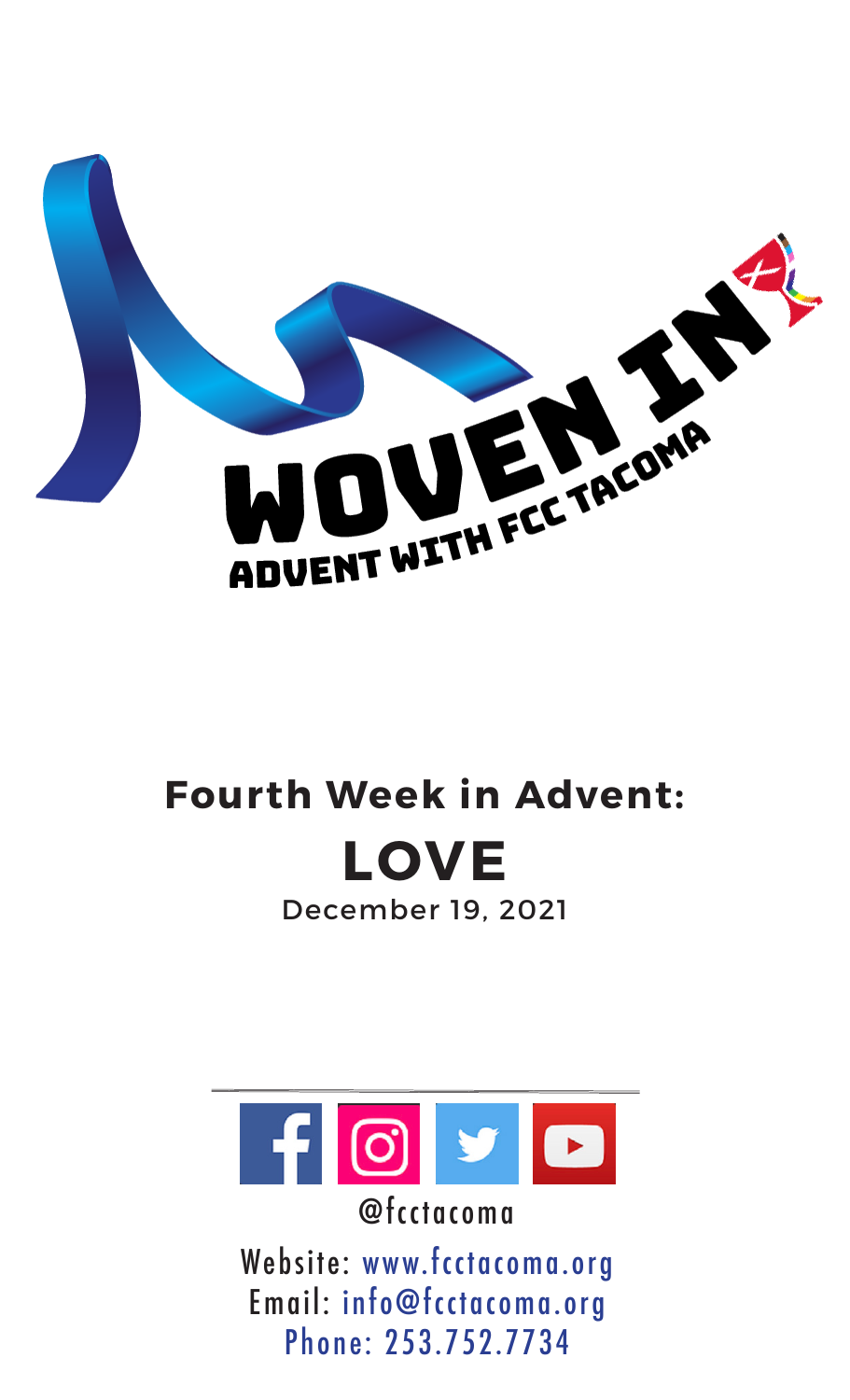# WOVEN IN

ADVENT WITH FCC TACOMA

## Fourth Week in Advent:

# LOVE

December 19, 2021

@fcctacoma

Website: www.fcctacoma.org
Email: info@fcctacoma.org
Phone: 253.752.7734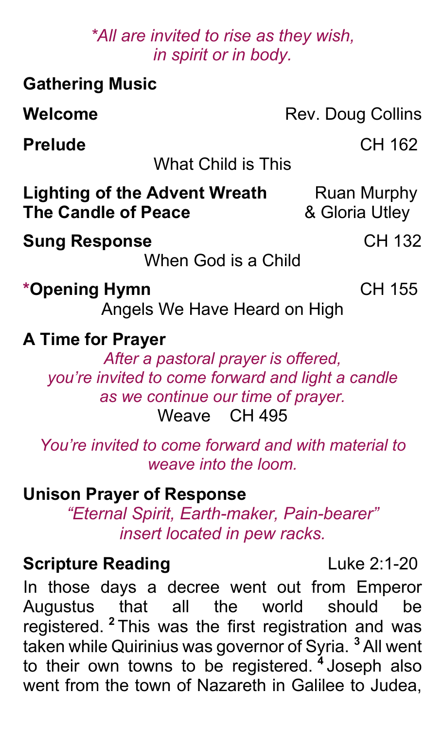*\*All are invited to rise as they wish, in spirit or in body.*

**Gathering Music**

**Welcome** Rev. Doug Collins

**Prelude** CH 162
What Child is This

**Lighting of the Advent Wreath** Ruan Murphy
**The Candle of Peace** & Gloria Utley

**Sung Response** CH 132
When God is a Child

**\*Opening Hymn** CH 155
Angels We Have Heard on High

**A Time for Prayer**

*After a pastoral prayer is offered, you're invited to come forward and light a candle as we continue our time of prayer.*

Weave CH 495

*You're invited to come forward and with material to weave into the loom.*

**Unison Prayer of Response**

*"Eternal Spirit, Earth-maker, Pain-bearer" insert located in pew racks.*

**Scripture Reading** Luke 2:1-20

In those days a decree went out from Emperor Augustus that all the world should be registered. [2] This was the first registration and was taken while Quirinius was governor of Syria. [3] All went to their own towns to be registered. [4] Joseph also went from the town of Nazareth in Galilee to Judea,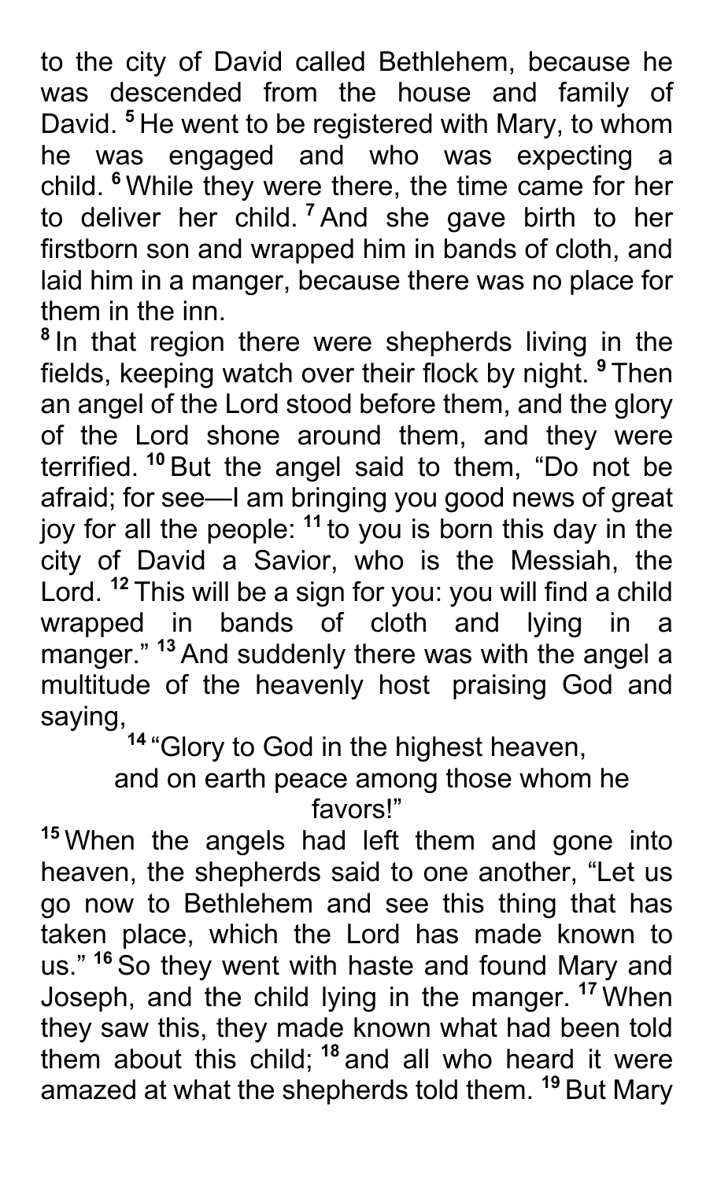to the city of David called Bethlehem, because he was descended from the house and family of David. [5] He went to be registered with Mary, to whom he was engaged and who was expecting a child. [6] While they were there, the time came for her to deliver her child. [7] And she gave birth to her firstborn son and wrapped him in bands of cloth, and laid him in a manger, because there was no place for them in the inn.

[8] In that region there were shepherds living in the fields, keeping watch over their flock by night. [9] Then an angel of the Lord stood before them, and the glory of the Lord shone around them, and they were terrified. [10] But the angel said to them, "Do not be afraid; for see—I am bringing you good news of great joy for all the people: [11] to you is born this day in the city of David a Savior, who is the Messiah, the Lord. [12] This will be a sign for you: you will find a child wrapped in bands of cloth and lying in a manger." [13] And suddenly there was with the angel a multitude of the heavenly host praising God and saying,

[14] "Glory to God in the highest heaven,
and on earth peace among those whom he favors!"

[15] When the angels had left them and gone into heaven, the shepherds said to one another, "Let us go now to Bethlehem and see this thing that has taken place, which the Lord has made known to us." [16] So they went with haste and found Mary and Joseph, and the child lying in the manger. [17] When they saw this, they made known what had been told them about this child; [18] and all who heard it were amazed at what the shepherds told them. [19] But Mary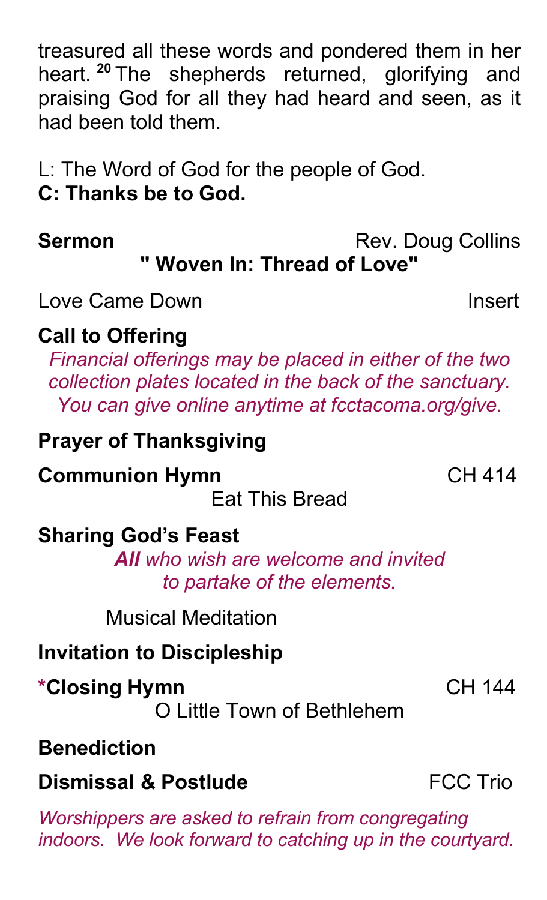treasured all these words and pondered them in her heart. [20] The shepherds returned, glorifying and praising God for all they had heard and seen, as it had been told them.

L: The Word of God for the people of God.
**C: Thanks be to God.**

**Sermon** Rev. Doug Collins
**" Woven In: Thread of Love"**

Love Came Down Insert

**Call to Offering**
*Financial offerings may be placed in either of the two collection plates located in the back of the sanctuary. You can give online anytime at fcctacoma.org/give.*

**Prayer of Thanksgiving**

**Communion Hymn** CH 414
Eat This Bread

**Sharing God's Feast**
***All** who wish are welcome and invited to partake of the elements.*

Musical Meditation

**Invitation to Discipleship**

**\*Closing Hymn** CH 144
O Little Town of Bethlehem

**Benediction**

**Dismissal & Postlude** FCC Trio

*Worshippers are asked to refrain from congregating indoors. We look forward to catching up in the courtyard.*